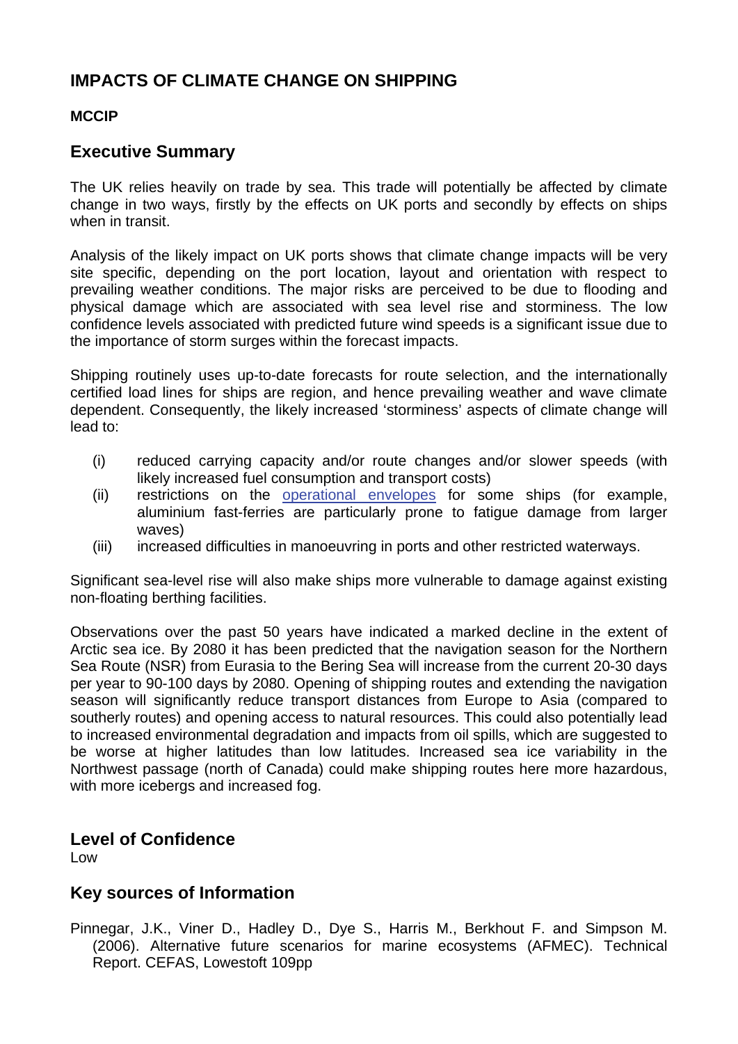# IMPACTS OF CLIMATE CHANGE ON SHIPPING

**MCCIP**

## Executive Summary

The UK relies heavily on trade by sea. This trade will potentially be affected by climate change in two ways, firstly by the effects on UK ports and secondly by effects on ships when in transit.

Analysis of the likely impact on UK ports shows that climate change impacts will be very site specific, depending on the port location, layout and orientation with respect to prevailing weather conditions. The major risks are perceived to be due to flooding and physical damage which are associated with sea level rise and storminess. The low confidence levels associated with predicted future wind speeds is a significant issue due to the importance of storm surges within the forecast impacts.

Shipping routinely uses up-to-date forecasts for route selection, and the internationally certified load lines for ships are region, and hence prevailing weather and wave climate dependent. Consequently, the likely increased 'storminess' aspects of climate change will lead to:

- (i) reduced carrying capacity and/or route changes and/or slower speeds (with likely increased fuel consumption and transport costs)
- (ii) restrictions on the operational envelopes for some ships (for example, aluminium fast-ferries are particularly prone to fatigue damage from larger waves)
- (iii) increased difficulties in manoeuvring in ports and other restricted waterways.

Significant sea-level rise will also make ships more vulnerable to damage against existing non-floating berthing facilities.

Observations over the past 50 years have indicated a marked decline in the extent of Arctic sea ice. By 2080 it has been predicted that the navigation season for the Northern Sea Route (NSR) from Eurasia to the Bering Sea will increase from the current 20-30 days per year to 90-100 days by 2080. Opening of shipping routes and extending the navigation season will significantly reduce transport distances from Europe to Asia (compared to southerly routes) and opening access to natural resources. This could also potentially lead to increased environmental degradation and impacts from oil spills, which are suggested to be worse at higher latitudes than low latitudes. Increased sea ice variability in the Northwest passage (north of Canada) could make shipping routes here more hazardous, with more icebergs and increased fog.

## Level of Confidence

Low

## Key sources of Information

Pinnegar, J.K., Viner D., Hadley D., Dye S., Harris M., Berkhout F. and Simpson M. (2006). Alternative future scenarios for marine ecosystems (AFMEC). Technical Report. CEFAS, Lowestoft 109pp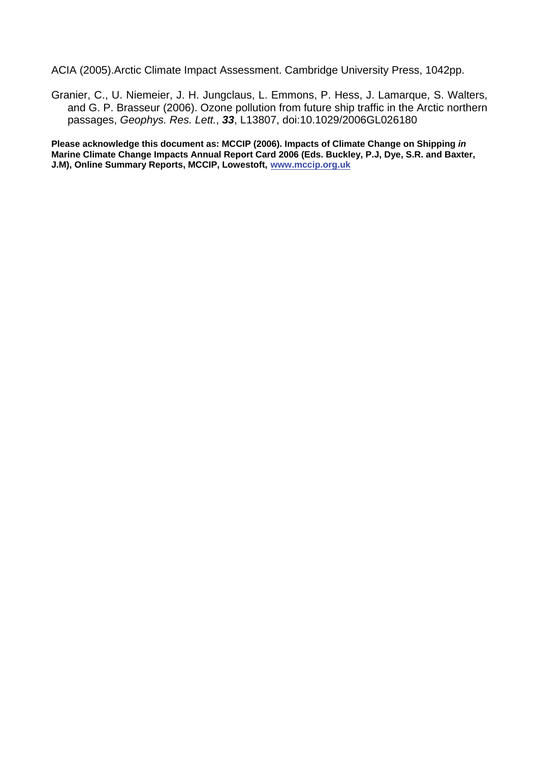ACIA (2005).Arctic Climate Impact Assessment. Cambridge University Press, 1042pp.

Granier, C., U. Niemeier, J. H. Jungclaus, L. Emmons, P. Hess, J. Lamarque, S. Walters, and G. P. Brasseur (2006). Ozone pollution from future ship traffic in the Arctic northern passages, *Geophys. Res. Lett.*, ***33***, L13807, doi:10.1029/2006GL026180

**Please acknowledge this document as: MCCIP (2006). Impacts of Climate Change on Shipping *in* Marine Climate Change Impacts Annual Report Card 2006 (Eds. Buckley, P.J, Dye, S.R. and Baxter, J.M), Online Summary Reports, MCCIP, Lowestoft, [www.mccip.org.uk](http://www.mccip.org.uk)**